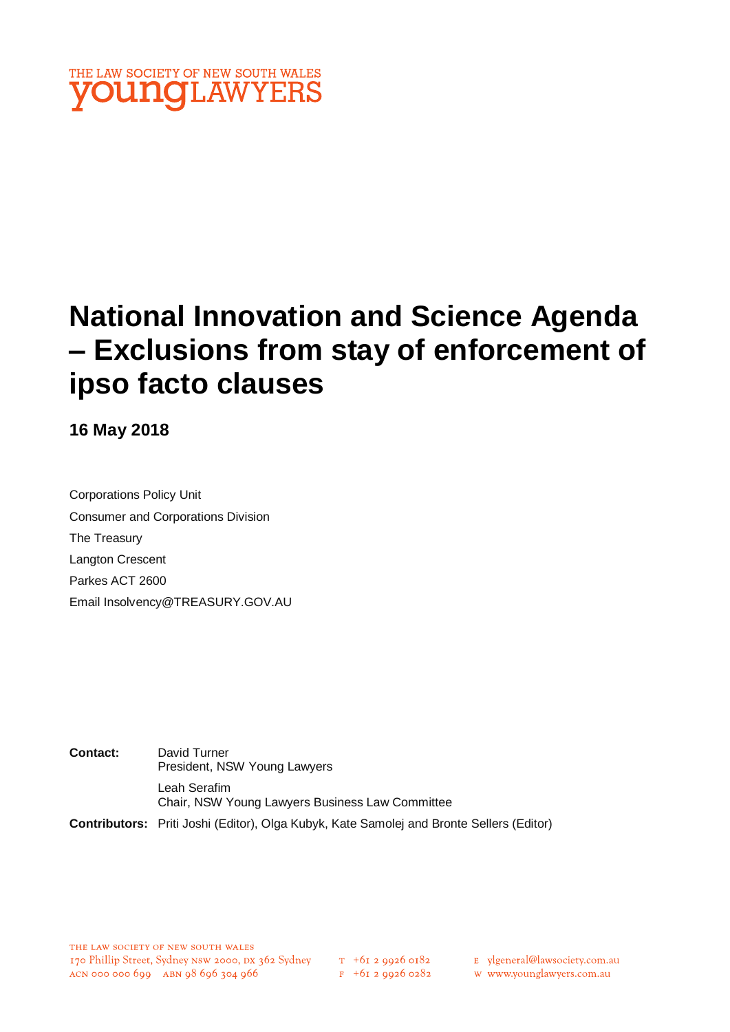THE LAW SOCIETY OF NEW SOUTH WALES
**young**LAWYERS

# National Innovation and Science Agenda – Exclusions from stay of enforcement of ipso facto clauses

**16 May 2018**

Corporations Policy Unit
Consumer and Corporations Division
The Treasury
Langton Crescent
Parkes ACT 2600
Email Insolvency@TREASURY.GOV.AU

**Contact:** David Turner
President, NSW Young Lawyers

Leah Serafim
Chair, NSW Young Lawyers Business Law Committee

**Contributors:** Priti Joshi (Editor), Olga Kubyk, Kate Samolej and Bronte Sellers (Editor)

THE LAW SOCIETY OF NEW SOUTH WALES
170 Phillip Street, Sydney NSW 2000, DX 362 Sydney
ACN 000 000 699 ABN 98 696 304 966
T +61 2 9926 0182
F +61 2 9926 0282
E ylgeneral@lawsociety.com.au
W www.younglawyers.com.au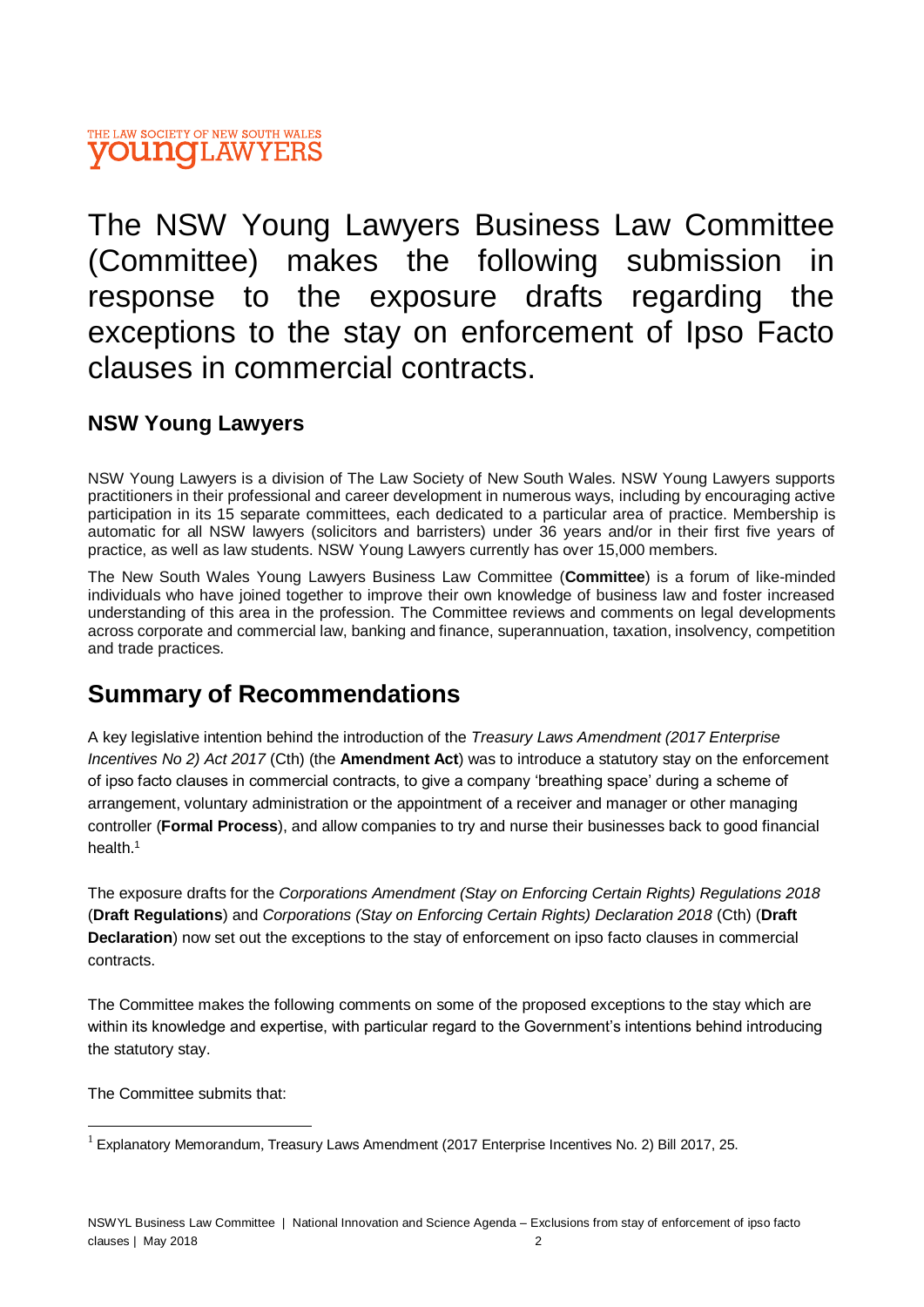THE LAW SOCIETY OF NEW SOUTH WALES
**youngLAWYERS**

# The NSW Young Lawyers Business Law Committee (Committee) makes the following submission in response to the exposure drafts regarding the exceptions to the stay on enforcement of Ipso Facto clauses in commercial contracts.

### NSW Young Lawyers

NSW Young Lawyers is a division of The Law Society of New South Wales. NSW Young Lawyers supports practitioners in their professional and career development in numerous ways, including by encouraging active participation in its 15 separate committees, each dedicated to a particular area of practice. Membership is automatic for all NSW lawyers (solicitors and barristers) under 36 years and/or in their first five years of practice, as well as law students. NSW Young Lawyers currently has over 15,000 members.

The New South Wales Young Lawyers Business Law Committee (**Committee**) is a forum of like-minded individuals who have joined together to improve their own knowledge of business law and foster increased understanding of this area in the profession. The Committee reviews and comments on legal developments across corporate and commercial law, banking and finance, superannuation, taxation, insolvency, competition and trade practices.

## Summary of Recommendations

A key legislative intention behind the introduction of the *Treasury Laws Amendment (2017 Enterprise Incentives No 2) Act 2017* (Cth) (the **Amendment Act**) was to introduce a statutory stay on the enforcement of ipso facto clauses in commercial contracts, to give a company 'breathing space' during a scheme of arrangement, voluntary administration or the appointment of a receiver and manager or other managing controller (**Formal Process**), and allow companies to try and nurse their businesses back to good financial health.[1]

The exposure drafts for the *Corporations Amendment (Stay on Enforcing Certain Rights) Regulations 2018* (**Draft Regulations**) and *Corporations (Stay on Enforcing Certain Rights) Declaration 2018* (Cth) (**Draft Declaration**) now set out the exceptions to the stay of enforcement on ipso facto clauses in commercial contracts.

The Committee makes the following comments on some of the proposed exceptions to the stay which are within its knowledge and expertise, with particular regard to the Government's intentions behind introducing the statutory stay.

The Committee submits that:

[1] Explanatory Memorandum, Treasury Laws Amendment (2017 Enterprise Incentives No. 2) Bill 2017, 25.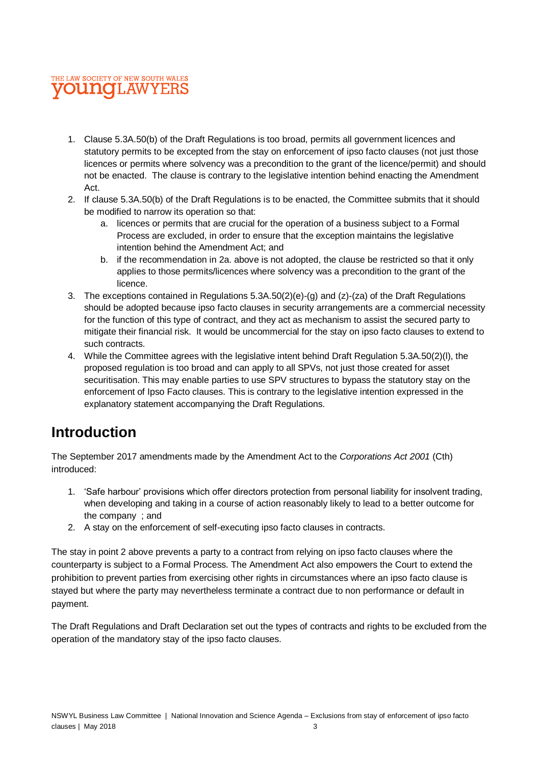1. Clause 5.3A.50(b) of the Draft Regulations is too broad, permits all government licences and statutory permits to be excepted from the stay on enforcement of ipso facto clauses (not just those licences or permits where solvency was a precondition to the grant of the licence/permit) and should not be enacted. The clause is contrary to the legislative intention behind enacting the Amendment Act.
2. If clause 5.3A.50(b) of the Draft Regulations is to be enacted, the Committee submits that it should be modified to narrow its operation so that:
    a. licences or permits that are crucial for the operation of a business subject to a Formal Process are excluded, in order to ensure that the exception maintains the legislative intention behind the Amendment Act; and
    b. if the recommendation in 2a. above is not adopted, the clause be restricted so that it only applies to those permits/licences where solvency was a precondition to the grant of the licence.
3. The exceptions contained in Regulations 5.3A.50(2)(e)-(g) and (z)-(za) of the Draft Regulations should be adopted because ipso facto clauses in security arrangements are a commercial necessity for the function of this type of contract, and they act as mechanism to assist the secured party to mitigate their financial risk. It would be uncommercial for the stay on ipso facto clauses to extend to such contracts.
4. While the Committee agrees with the legislative intent behind Draft Regulation 5.3A.50(2)(l), the proposed regulation is too broad and can apply to all SPVs, not just those created for asset securitisation. This may enable parties to use SPV structures to bypass the statutory stay on the enforcement of Ipso Facto clauses. This is contrary to the legislative intention expressed in the explanatory statement accompanying the Draft Regulations.

## Introduction

The September 2017 amendments made by the Amendment Act to the *Corporations Act 2001* (Cth) introduced:

1. 'Safe harbour' provisions which offer directors protection from personal liability for insolvent trading, when developing and taking in a course of action reasonably likely to lead to a better outcome for the company ; and
2. A stay on the enforcement of self-executing ipso facto clauses in contracts.

The stay in point 2 above prevents a party to a contract from relying on ipso facto clauses where the counterparty is subject to a Formal Process. The Amendment Act also empowers the Court to extend the prohibition to prevent parties from exercising other rights in circumstances where an ipso facto clause is stayed but where the party may nevertheless terminate a contract due to non performance or default in payment.

The Draft Regulations and Draft Declaration set out the types of contracts and rights to be excluded from the operation of the mandatory stay of the ipso facto clauses.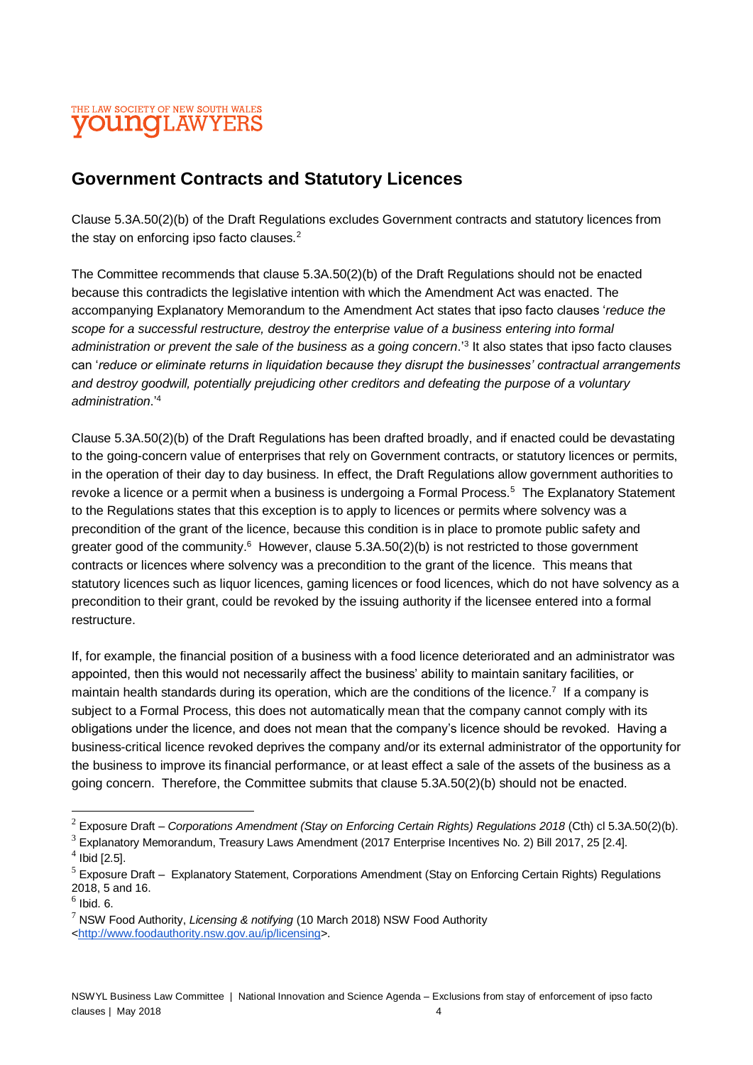## Government Contracts and Statutory Licences

Clause 5.3A.50(2)(b) of the Draft Regulations excludes Government contracts and statutory licences from the stay on enforcing ipso facto clauses.[2]

The Committee recommends that clause 5.3A.50(2)(b) of the Draft Regulations should not be enacted because this contradicts the legislative intention with which the Amendment Act was enacted. The accompanying Explanatory Memorandum to the Amendment Act states that ipso facto clauses '*reduce the scope for a successful restructure, destroy the enterprise value of a business entering into formal administration or prevent the sale of the business as a going concern*.'[3] It also states that ipso facto clauses can '*reduce or eliminate returns in liquidation because they disrupt the businesses' contractual arrangements and destroy goodwill, potentially prejudicing other creditors and defeating the purpose of a voluntary administration*.'[4]

Clause 5.3A.50(2)(b) of the Draft Regulations has been drafted broadly, and if enacted could be devastating to the going-concern value of enterprises that rely on Government contracts, or statutory licences or permits, in the operation of their day to day business. In effect, the Draft Regulations allow government authorities to revoke a licence or a permit when a business is undergoing a Formal Process.[5] The Explanatory Statement to the Regulations states that this exception is to apply to licences or permits where solvency was a precondition of the grant of the licence, because this condition is in place to promote public safety and greater good of the community.[6] However, clause 5.3A.50(2)(b) is not restricted to those government contracts or licences where solvency was a precondition to the grant of the licence. This means that statutory licences such as liquor licences, gaming licences or food licences, which do not have solvency as a precondition to their grant, could be revoked by the issuing authority if the licensee entered into a formal restructure.

If, for example, the financial position of a business with a food licence deteriorated and an administrator was appointed, then this would not necessarily affect the business' ability to maintain sanitary facilities, or maintain health standards during its operation, which are the conditions of the licence.[7] If a company is subject to a Formal Process, this does not automatically mean that the company cannot comply with its obligations under the licence, and does not mean that the company's licence should be revoked. Having a business-critical licence revoked deprives the company and/or its external administrator of the opportunity for the business to improve its financial performance, or at least effect a sale of the assets of the business as a going concern. Therefore, the Committee submits that clause 5.3A.50(2)(b) should not be enacted.

---

[2] Exposure Draft – *Corporations Amendment (Stay on Enforcing Certain Rights) Regulations 2018* (Cth) cl 5.3A.50(2)(b).

[3] Explanatory Memorandum, Treasury Laws Amendment (2017 Enterprise Incentives No. 2) Bill 2017, 25 [2.4].

[4] Ibid [2.5].

[5] Exposure Draft – Explanatory Statement, Corporations Amendment (Stay on Enforcing Certain Rights) Regulations 2018, 5 and 16.

[6] Ibid. 6.

[7] NSW Food Authority, *Licensing & notifying* (10 March 2018) NSW Food Authority <http://www.foodauthority.nsw.gov.au/ip/licensing>.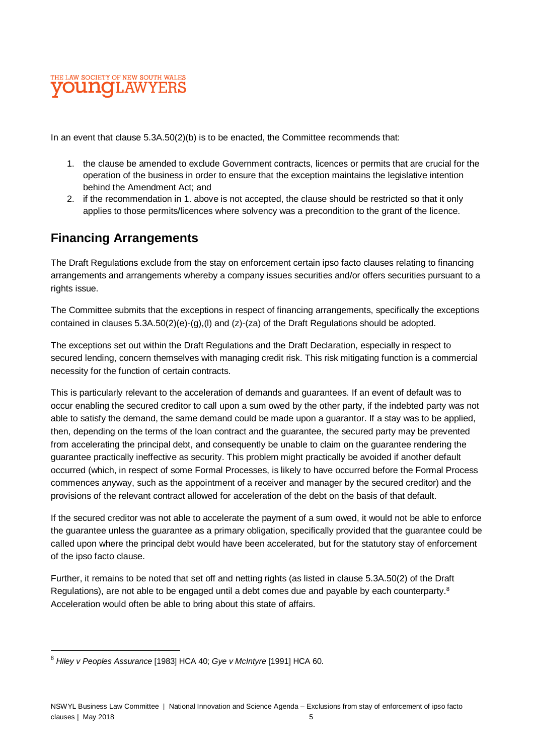In an event that clause 5.3A.50(2)(b) is to be enacted, the Committee recommends that:

1. the clause be amended to exclude Government contracts, licences or permits that are crucial for the operation of the business in order to ensure that the exception maintains the legislative intention behind the Amendment Act; and
2. if the recommendation in 1. above is not accepted, the clause should be restricted so that it only applies to those permits/licences where solvency was a precondition to the grant of the licence.

## Financing Arrangements

The Draft Regulations exclude from the stay on enforcement certain ipso facto clauses relating to financing arrangements and arrangements whereby a company issues securities and/or offers securities pursuant to a rights issue.

The Committee submits that the exceptions in respect of financing arrangements, specifically the exceptions contained in clauses 5.3A.50(2)(e)-(g),(l) and (z)-(za) of the Draft Regulations should be adopted.

The exceptions set out within the Draft Regulations and the Draft Declaration, especially in respect to secured lending, concern themselves with managing credit risk. This risk mitigating function is a commercial necessity for the function of certain contracts.

This is particularly relevant to the acceleration of demands and guarantees. If an event of default was to occur enabling the secured creditor to call upon a sum owed by the other party, if the indebted party was not able to satisfy the demand, the same demand could be made upon a guarantor. If a stay was to be applied, then, depending on the terms of the loan contract and the guarantee, the secured party may be prevented from accelerating the principal debt, and consequently be unable to claim on the guarantee rendering the guarantee practically ineffective as security. This problem might practically be avoided if another default occurred (which, in respect of some Formal Processes, is likely to have occurred before the Formal Process commences anyway, such as the appointment of a receiver and manager by the secured creditor) and the provisions of the relevant contract allowed for acceleration of the debt on the basis of that default.

If the secured creditor was not able to accelerate the payment of a sum owed, it would not be able to enforce the guarantee unless the guarantee as a primary obligation, specifically provided that the guarantee could be called upon where the principal debt would have been accelerated, but for the statutory stay of enforcement of the ipso facto clause.

Further, it remains to be noted that set off and netting rights (as listed in clause 5.3A.50(2) of the Draft Regulations), are not able to be engaged until a debt comes due and payable by each counterparty.[8] Acceleration would often be able to bring about this state of affairs.

---

[8] *Hiley v Peoples Assurance* [1983] HCA 40; *Gye v McIntyre* [1991] HCA 60.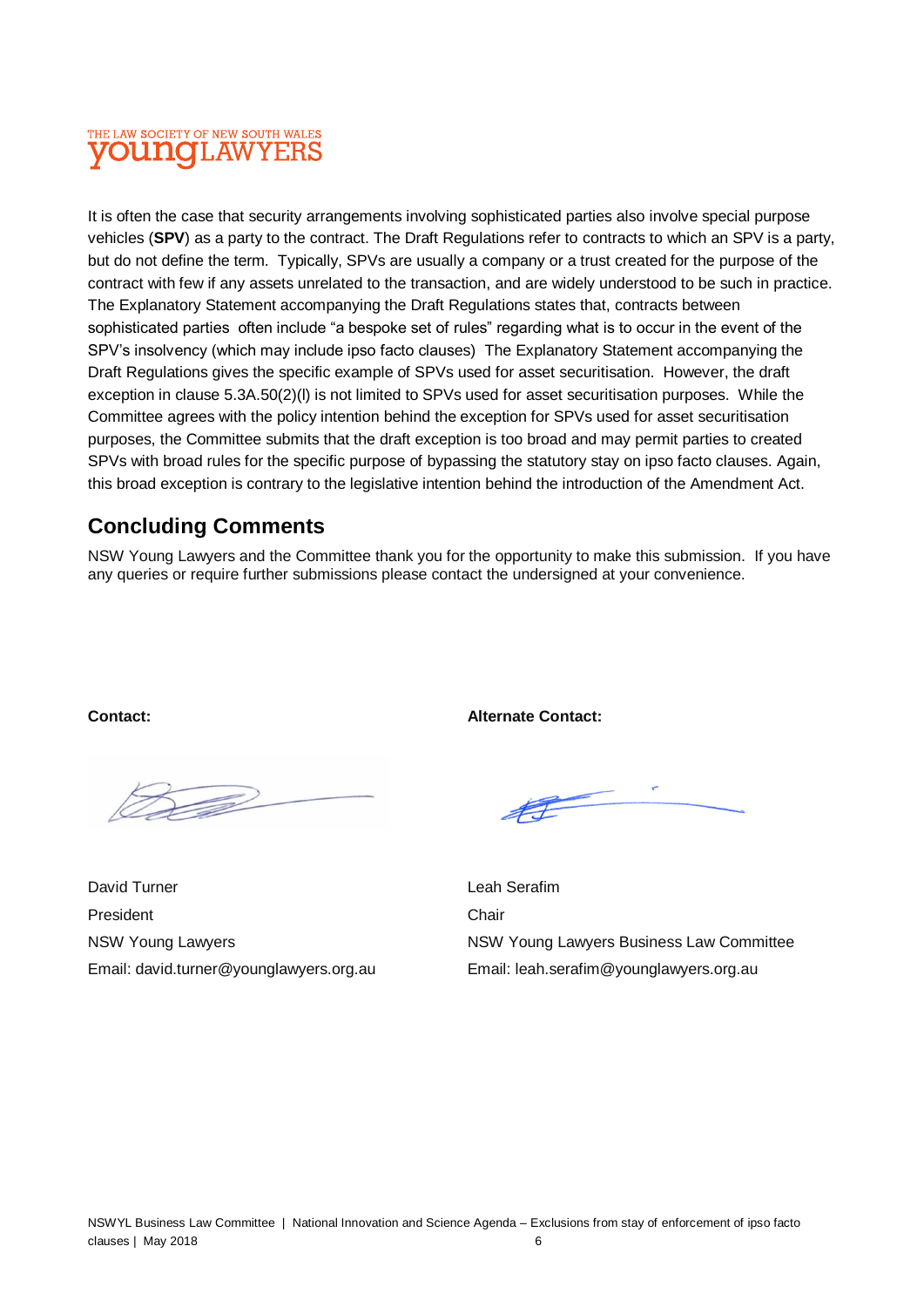It is often the case that security arrangements involving sophisticated parties also involve special purpose vehicles (**SPV**) as a party to the contract. The Draft Regulations refer to contracts to which an SPV is a party, but do not define the term. Typically, SPVs are usually a company or a trust created for the purpose of the contract with few if any assets unrelated to the transaction, and are widely understood to be such in practice. The Explanatory Statement accompanying the Draft Regulations states that, contracts between sophisticated parties often include "a bespoke set of rules" regarding what is to occur in the event of the SPV's insolvency (which may include ipso facto clauses) The Explanatory Statement accompanying the Draft Regulations gives the specific example of SPVs used for asset securitisation. However, the draft exception in clause 5.3A.50(2)(l) is not limited to SPVs used for asset securitisation purposes. While the Committee agrees with the policy intention behind the exception for SPVs used for asset securitisation purposes, the Committee submits that the draft exception is too broad and may permit parties to created SPVs with broad rules for the specific purpose of bypassing the statutory stay on ipso facto clauses. Again, this broad exception is contrary to the legislative intention behind the introduction of the Amendment Act.

## Concluding Comments

NSW Young Lawyers and the Committee thank you for the opportunity to make this submission. If you have any queries or require further submissions please contact the undersigned at your convenience.

**Contact:**

David Turner
President
NSW Young Lawyers
Email: david.turner@younglawyers.org.au

**Alternate Contact:**

Leah Serafim
Chair
NSW Young Lawyers Business Law Committee
Email: leah.serafim@younglawyers.org.au